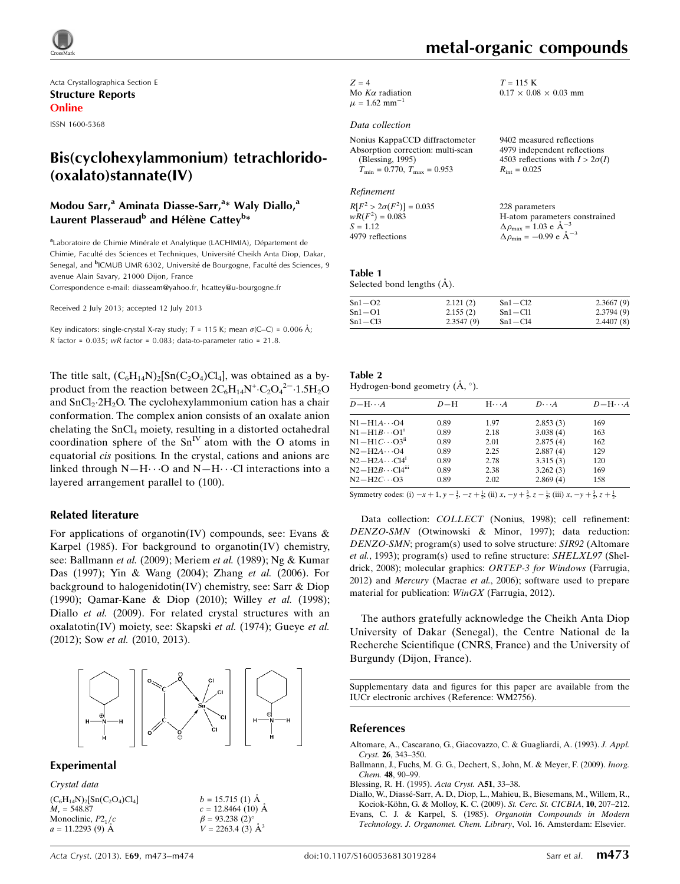Acta Crystallographica Section E

**Structure Reports Online**

ISSN 1600-5368

# Bis(cyclohexylammonium) tetrachlorido(oxalato)stannate(IV)

**Modou Sarr,[a] Aminata Diasse-Sarr,[a]* Waly Diallo,[a] Laurent Plasseraud[b] and Hélène Cattey[b]***

[a]Laboratoire de Chimie Minérale et Analytique (LACHIMIA), Département de Chimie, Faculté des Sciences et Techniques, Université Cheikh Anta Diop, Dakar, Senegal, and [b]ICMUB UMR 6302, Université de Bourgogne, Faculté des Sciences, 9 avenue Alain Savary, 21000 Dijon, France

Correspondence e-mail: diasseam@yahoo.fr, hcattey@u-bourgogne.fr

Received 2 July 2013; accepted 12 July 2013

Key indicators: single-crystal X-ray study; $T$ = 115 K; mean $\sigma$(C–C) = 0.006 Å; $R$ factor = 0.035; $wR$ factor = 0.083; data-to-parameter ratio = 21.8.

The title salt, $(C_6H_{14}N)_2[Sn(C_2O_4)Cl_4]$, was obtained as a by-product from the reaction between $2C_6H_{14}N^+\cdot C_2O_4^{2-}\cdot 1.5H_2O$ and $SnCl_2\cdot 2H_2O$. The cyclohexylammonium cation has a chair conformation. The complex anion consists of an oxalate anion chelating the $SnCl_4$ moiety, resulting in a distorted octahedral coordination sphere of the $Sn^{IV}$ atom with the O atoms in equatorial *cis* positions. In the crystal, cations and anions are linked through N—H···O and N—H···Cl interactions into a layered arrangement parallel to (100).

## Related literature

For applications of organotin(IV) compounds, see: Evans & Karpel (1985). For background to organotin(IV) chemistry, see: Ballmann *et al.* (2009); Meriem *et al.* (1989); Ng & Kumar Das (1997); Yin & Wang (2004); Zhang *et al.* (2006). For background to halogenidotin(IV) chemistry, see: Sarr & Diop (1990); Qamar-Kane & Diop (2010); Willey *et al.* (1998); Diallo *et al.* (2009). For related crystal structures with an oxalatotin(IV) moiety, see: Skapski *et al.* (1974); Gueye *et al.* (2012); Sow *et al.* (2010, 2013).

## Experimental

### Crystal data

$(C_6H_{14}N)_2[Sn(C_2O_4)Cl_4]$
$M_r$ = 548.87
Monoclinic, $P2_1/c$
$a$ = 11.2293 (9) Å
$b$ = 15.715 (1) Å
$c$ = 12.8464 (10) Å
$\beta$ = 93.238 (2)°
$V$ = 2263.4 (3) Å$^3$
$Z$ = 4
Mo $K\alpha$ radiation
$\mu$ = 1.62 mm$^{-1}$
$T$ = 115 K
0.17 × 0.08 × 0.03 mm

### Data collection

Nonius KappaCCD diffractometer
Absorption correction: multi-scan (Blessing, 1995)
$T_{min}$ = 0.770, $T_{max}$ = 0.953
9402 measured reflections
4979 independent reflections
4503 reflections with $I > 2\sigma(I)$
$R_{int}$ = 0.025

### Refinement

$R[F^2 > 2\sigma(F^2)]$ = 0.035
$wR(F^2)$ = 0.083
$S$ = 1.12
4979 reflections
228 parameters
H-atom parameters constrained
$\Delta\rho_{max}$ = 1.03 e Å$^{-3}$
$\Delta\rho_{min}$ = −0.99 e Å$^{-3}$

**Table 1**
Selected bond lengths (Å).

| | | | |
|---|---|---|---|
| Sn1—O2 | 2.121 (2) | Sn1—Cl2 | 2.3667 (9) |
| Sn1—O1 | 2.155 (2) | Sn1—Cl1 | 2.3794 (9) |
| Sn1—Cl3 | 2.3547 (9) | Sn1—Cl4 | 2.4407 (8) |

**Table 2**
Hydrogen-bond geometry (Å, °).

| $D$—H···$A$ | $D$—H | H···$A$ | $D$···$A$ | $D$—H···$A$ |
|---|---|---|---|---|
| N1—H1A···O4 | 0.89 | 1.97 | 2.853 (3) | 169 |
| N1—H1B···O1[i] | 0.89 | 2.18 | 3.038 (4) | 163 |
| N1—H1C···O3[ii] | 0.89 | 2.01 | 2.875 (4) | 162 |
| N2—H2A···O4 | 0.89 | 2.25 | 2.887 (4) | 129 |
| N2—H2A···Cl4[i] | 0.89 | 2.78 | 3.315 (3) | 120 |
| N2—H2B···Cl4[iii] | 0.89 | 2.38 | 3.262 (3) | 169 |
| N2—H2C···O3 | 0.89 | 2.02 | 2.869 (4) | 158 |

Symmetry codes: (i) $-x+1, y-\frac{1}{2}, -z+\frac{1}{2}$; (ii) $x, -y+\frac{3}{2}, z-\frac{1}{2}$; (iii) $x, -y+\frac{3}{2}, z+\frac{1}{2}$.

Data collection: *COLLECT* (Nonius, 1998); cell refinement: *DENZO-SMN* (Otwinowski & Minor, 1997); data reduction: *DENZO-SMN*; program(s) used to solve structure: *SIR92* (Altomare *et al.*, 1993); program(s) used to refine structure: *SHELXL97* (Sheldrick, 2008); molecular graphics: *ORTEP-3 for Windows* (Farrugia, 2012) and *Mercury* (Macrae *et al.*, 2006); software used to prepare material for publication: *WinGX* (Farrugia, 2012).

The authors gratefully acknowledge the Cheikh Anta Diop University of Dakar (Senegal), the Centre National de la Recherche Scientifique (CNRS, France) and the University of Burgundy (Dijon, France).

Supplementary data and figures for this paper are available from the IUCr electronic archives (Reference: WM2756).

## References

Altomare, A., Cascarano, G., Giacovazzo, C. & Guagliardi, A. (1993). *J. Appl. Cryst.* **26**, 343–350.
Ballmann, J., Fuchs, M. G. G., Dechert, S., John, M. & Meyer, F. (2009). *Inorg. Chem.* **48**, 90–99.
Blessing, R. H. (1995). *Acta Cryst.* A**51**, 33–38.
Diallo, W., Diassé-Sarr, A. D., Diop, L., Mahieu, B., Biesemans, M., Willem, R., Kociok-Köhn, G. & Molloy, K. C. (2009). *St. Cerc. St. CICBIA*, **10**, 207–212.
Evans, C. J. & Karpel, S. (1985). *Organotin Compounds in Modern Technology. J. Organomet. Chem. Library*, Vol. 16. Amsterdam: Elsevier.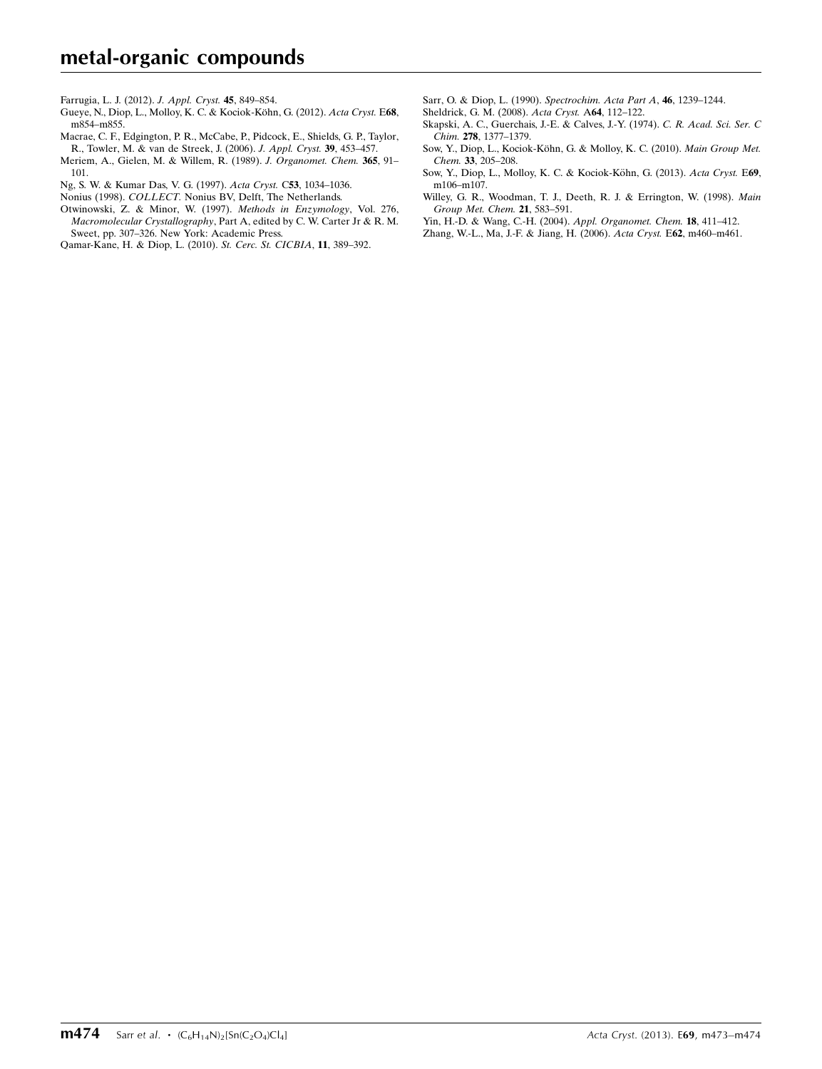Farrugia, L. J. (2012). *J. Appl. Cryst.* **45**, 849–854.

Gueye, N., Diop, L., Molloy, K. C. & Kociok-Köhn, G. (2012). *Acta Cryst.* E**68**, m854–m855.

Macrae, C. F., Edgington, P. R., McCabe, P., Pidcock, E., Shields, G. P., Taylor, R., Towler, M. & van de Streek, J. (2006). *J. Appl. Cryst.* **39**, 453–457.

Meriem, A., Gielen, M. & Willem, R. (1989). *J. Organomet. Chem.* **365**, 91–101.

Ng, S. W. & Kumar Das, V. G. (1997). *Acta Cryst.* C**53**, 1034–1036.

Nonius (1998). *COLLECT*. Nonius BV, Delft, The Netherlands.

Otwinowski, Z. & Minor, W. (1997). *Methods in Enzymology*, Vol. 276, *Macromolecular Crystallography*, Part A, edited by C. W. Carter Jr & R. M. Sweet, pp. 307–326. New York: Academic Press.

Qamar-Kane, H. & Diop, L. (2010). *St. Cerc. St. CICBIA*, **11**, 389–392.

Sarr, O. & Diop, L. (1990). *Spectrochim. Acta Part A*, **46**, 1239–1244.

Sheldrick, G. M. (2008). *Acta Cryst.* A**64**, 112–122.

Skapski, A. C., Guerchais, J.-E. & Calves, J.-Y. (1974). *C. R. Acad. Sci. Ser. C Chim.* **278**, 1377–1379.

Sow, Y., Diop, L., Kociok-Köhn, G. & Molloy, K. C. (2010). *Main Group Met. Chem.* **33**, 205–208.

Sow, Y., Diop, L., Molloy, K. C. & Kociok-Köhn, G. (2013). *Acta Cryst.* E**69**, m106–m107.

Willey, G. R., Woodman, T. J., Deeth, R. J. & Errington, W. (1998). *Main Group Met. Chem.* **21**, 583–591.

Yin, H.-D. & Wang, C.-H. (2004). *Appl. Organomet. Chem.* **18**, 411–412.

Zhang, W.-L., Ma, J.-F. & Jiang, H. (2006). *Acta Cryst.* E**62**, m460–m461.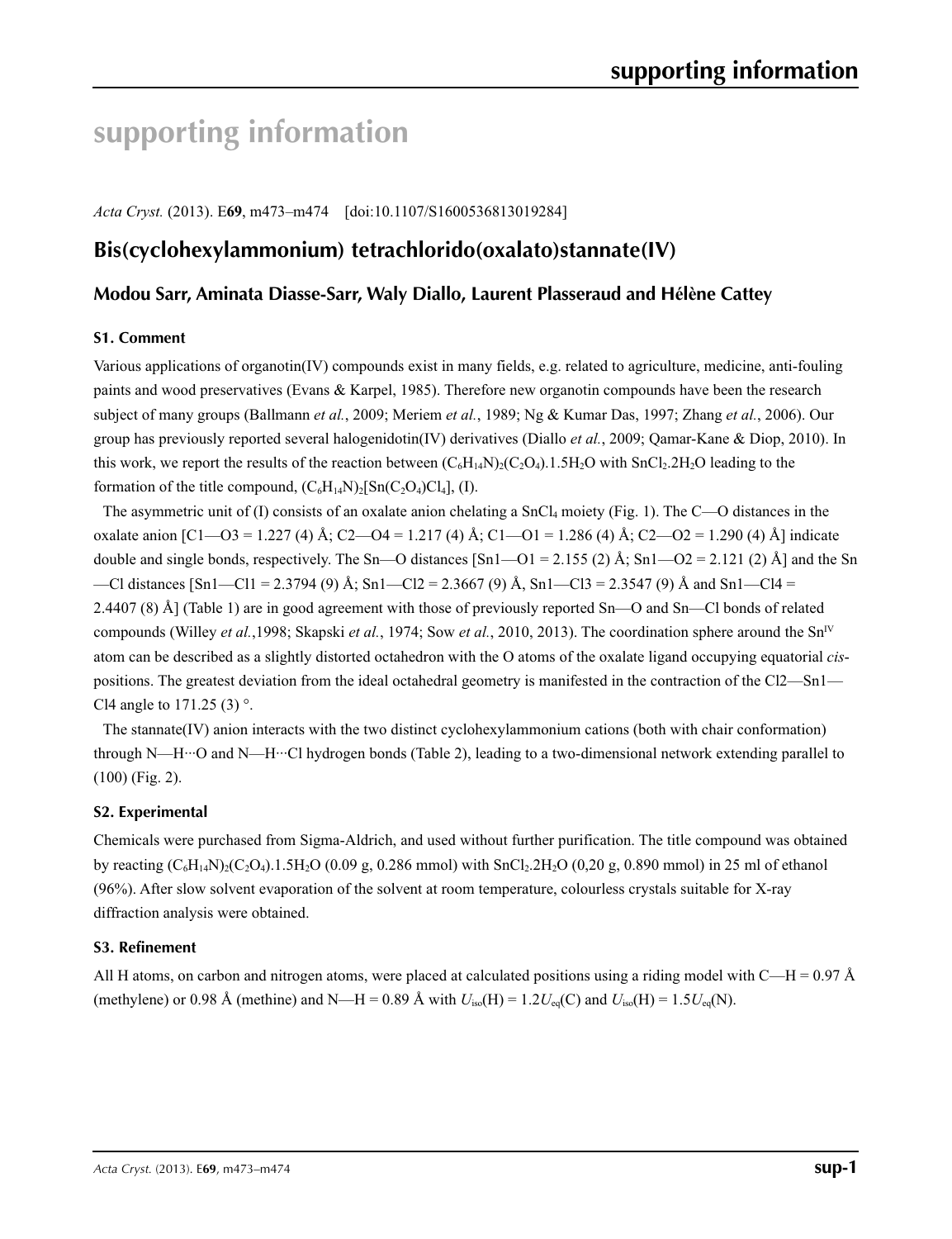# supporting information

*Acta Cryst.* (2013). E**69**, m473–m474 [doi:10.1107/S1600536813019284]

## Bis(cyclohexylammonium) tetrachlorido(oxalato)stannate(IV)

### Modou Sarr, Aminata Diasse-Sarr, Waly Diallo, Laurent Plasseraud and Hélène Cattey

### S1. Comment

Various applications of organotin(IV) compounds exist in many fields, e.g. related to agriculture, medicine, anti-fouling paints and wood preservatives (Evans & Karpel, 1985). Therefore new organotin compounds have been the research subject of many groups (Ballmann *et al.*, 2009; Meriem *et al.*, 1989; Ng & Kumar Das, 1997; Zhang *et al.*, 2006). Our group has previously reported several halogenidotin(IV) derivatives (Diallo *et al.*, 2009; Qamar-Kane & Diop, 2010). In this work, we report the results of the reaction between $(C_6H_{14}N)_2(C_2O_4).1.5H_2O$ with $SnCl_2.2H_2O$ leading to the formation of the title compound, $(C_6H_{14}N)_2[Sn(C_2O_4)Cl_4]$, (I).

The asymmetric unit of (I) consists of an oxalate anion chelating a $SnCl_4$ moiety (Fig. 1). The C—O distances in the oxalate anion [C1—O3 = 1.227 (4) Å; C2—O4 = 1.217 (4) Å; C1—O1 = 1.286 (4) Å; C2—O2 = 1.290 (4) Å] indicate double and single bonds, respectively. The Sn—O distances [Sn1—O1 = 2.155 (2) Å; Sn1—O2 = 2.121 (2) Å] and the Sn—Cl distances [Sn1—Cl1 = 2.3794 (9) Å; Sn1—Cl2 = 2.3667 (9) Å, Sn1—Cl3 = 2.3547 (9) Å and Sn1—Cl4 = 2.4407 (8) Å] (Table 1) are in good agreement with those of previously reported Sn—O and Sn—Cl bonds of related compounds (Willey *et al.*,1998; Skapski *et al.*, 1974; Sow *et al.*, 2010, 2013). The coordination sphere around the $Sn^{IV}$ atom can be described as a slightly distorted octahedron with the O atoms of the oxalate ligand occupying equatorial *cis*-positions. The greatest deviation from the ideal octahedral geometry is manifested in the contraction of the Cl2—Sn1—Cl4 angle to 171.25 (3) °.

The stannate(IV) anion interacts with the two distinct cyclohexylammonium cations (both with chair conformation) through N—H···O and N—H···Cl hydrogen bonds (Table 2), leading to a two-dimensional network extending parallel to (100) (Fig. 2).

### S2. Experimental

Chemicals were purchased from Sigma-Aldrich, and used without further purification. The title compound was obtained by reacting $(C_6H_{14}N)_2(C_2O_4).1.5H_2O$ (0.09 g, 0.286 mmol) with $SnCl_2.2H_2O$ (0,20 g, 0.890 mmol) in 25 ml of ethanol (96%). After slow solvent evaporation of the solvent at room temperature, colourless crystals suitable for X-ray diffraction analysis were obtained.

### S3. Refinement

All H atoms, on carbon and nitrogen atoms, were placed at calculated positions using a riding model with C—H = 0.97 Å (methylene) or 0.98 Å (methine) and N—H = 0.89 Å with $U_{iso}(H) = 1.2U_{eq}(C)$ and $U_{iso}(H) = 1.5U_{eq}(N)$.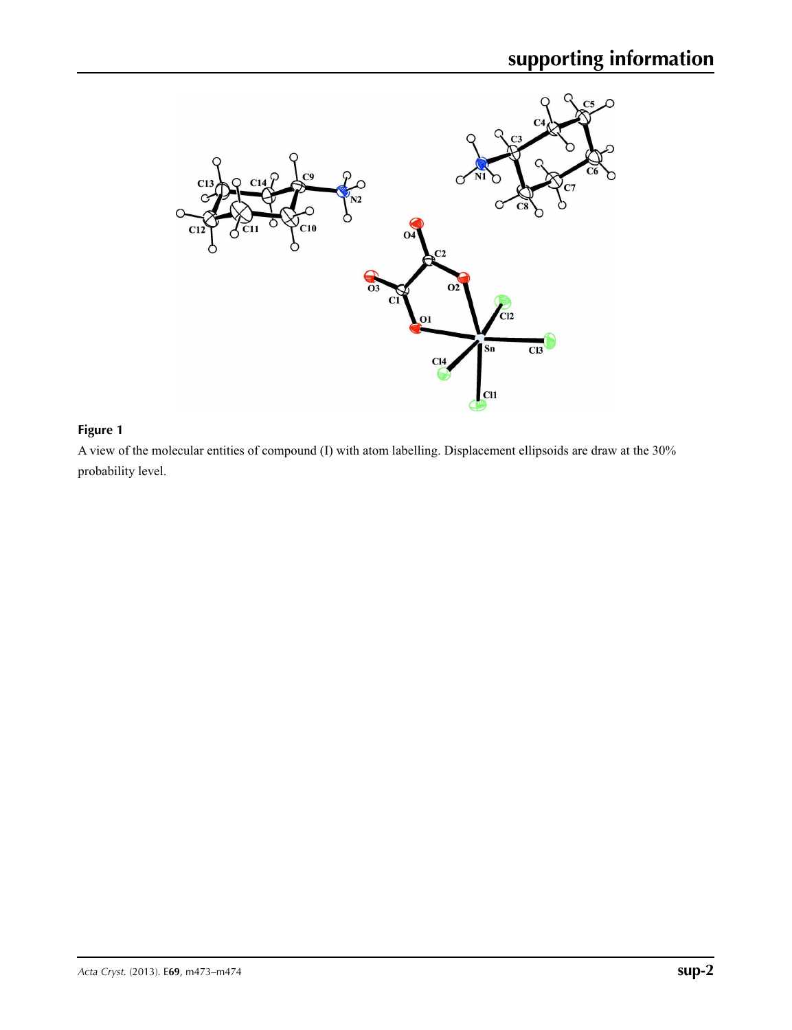**Figure 1**

A view of the molecular entities of compound (I) with atom labelling. Displacement ellipsoids are draw at the 30% probability level.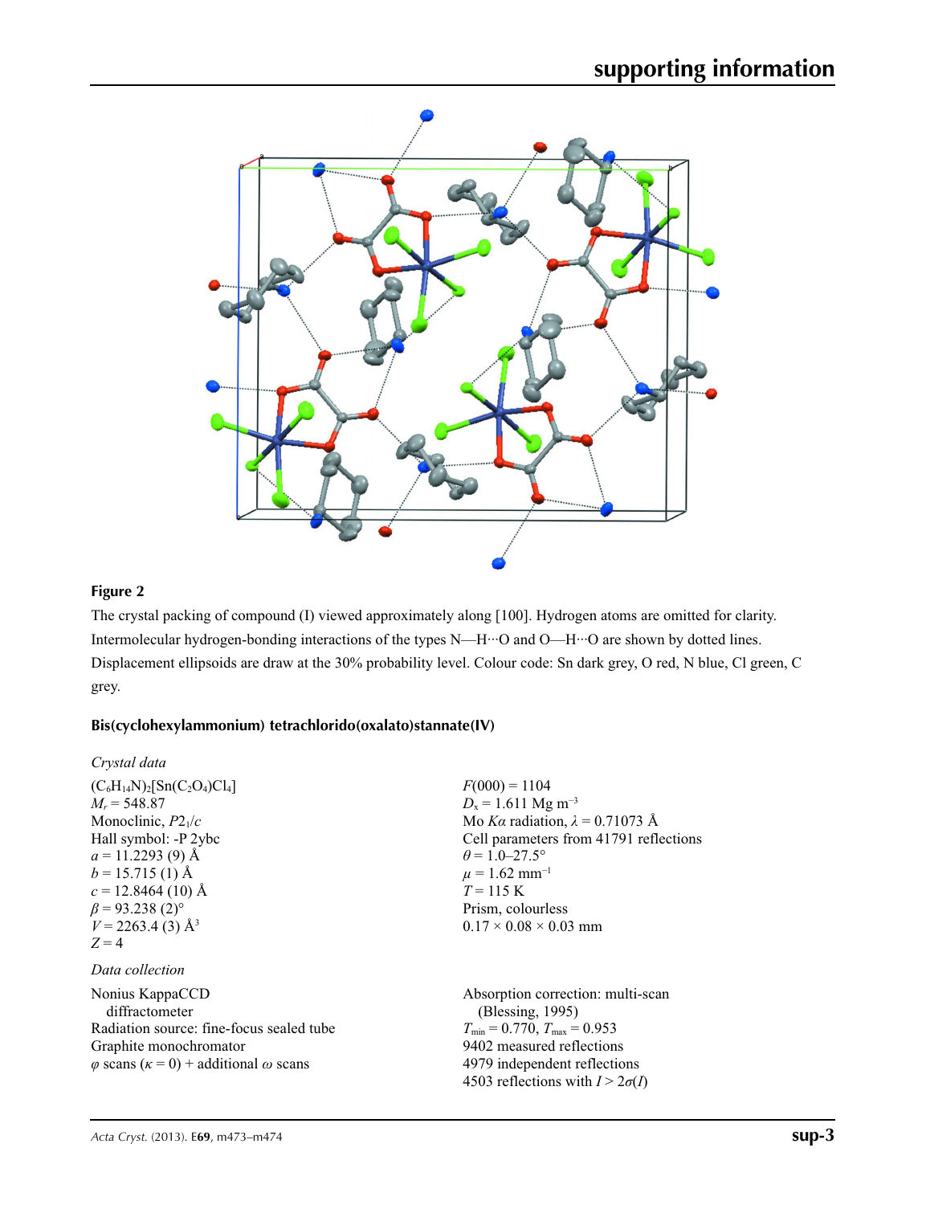**Figure 2**

The crystal packing of compound (I) viewed approximately along [100]. Hydrogen atoms are omitted for clarity. Intermolecular hydrogen-bonding interactions of the types N—H···O and O—H···O are shown by dotted lines. Displacement ellipsoids are draw at the 30% probability level. Colour code: Sn dark grey, O red, N blue, Cl green, C grey.

## Bis(cyclohexylammonium) tetrachlorido(oxalato)stannate(IV)

### *Crystal data*

$(C_6H_{14}N)_2[Sn(C_2O_4)Cl_4]$
$M_r = 548.87$
Monoclinic, $P2_1/c$
Hall symbol: -P 2ybc
$a = 11.2293$ (9) Å
$b = 15.715$ (1) Å
$c = 12.8464$ (10) Å
$\beta = 93.238$ (2)°
$V = 2263.4$ (3) Å$^3$
$Z = 4$
$F(000) = 1104$
$D_x = 1.611$ Mg m$^{-3}$
Mo $K\alpha$ radiation, $\lambda = 0.71073$ Å
Cell parameters from 41791 reflections
$\theta = 1.0$–27.5°
$\mu = 1.62$ mm$^{-1}$
$T = 115$ K
Prism, colourless
0.17 × 0.08 × 0.03 mm

### *Data collection*

Nonius KappaCCD diffractometer
Radiation source: fine-focus sealed tube
Graphite monochromator
$\varphi$ scans ($\kappa = 0$) + additional $\omega$ scans
Absorption correction: multi-scan (Blessing, 1995)
$T_{min} = 0.770$, $T_{max} = 0.953$
9402 measured reflections
4979 independent reflections
4503 reflections with $I > 2\sigma(I)$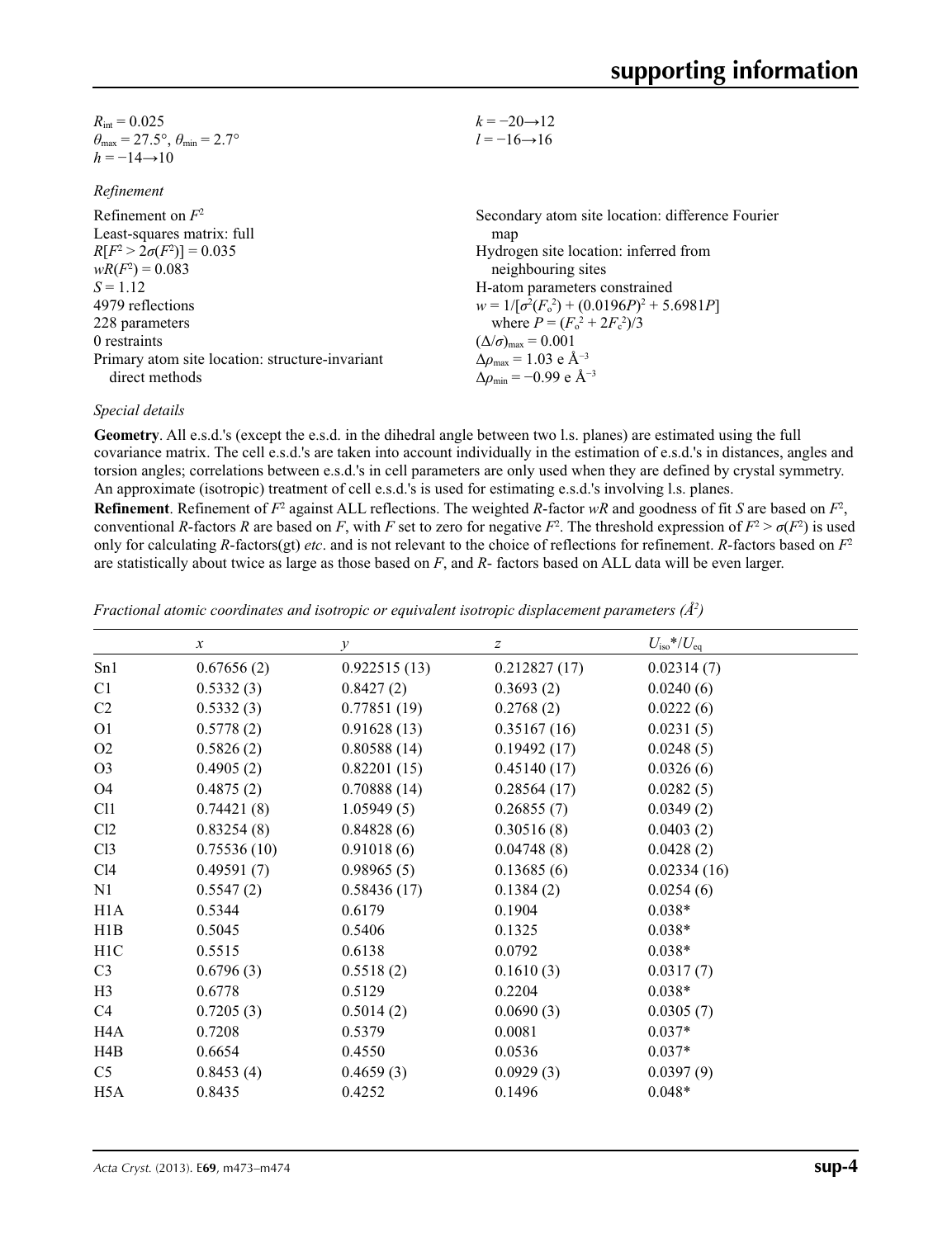$R_{\text{int}} = 0.025$
$\theta_{\text{max}} = 27.5°$, $\theta_{\text{min}} = 2.7°$
$h = -14 \rightarrow 10$
$k = -20 \rightarrow 12$
$l = -16 \rightarrow 16$

*Refinement*

Refinement on $F^2$
Least-squares matrix: full
$R[F^2 > 2\sigma(F^2)] = 0.035$
$wR(F^2) = 0.083$
$S = 1.12$
4979 reflections
228 parameters
0 restraints
Primary atom site location: structure-invariant direct methods
Secondary atom site location: difference Fourier map
Hydrogen site location: inferred from neighbouring sites
H-atom parameters constrained
$w = 1/[\sigma^2(F_o^2) + (0.0196P)^2 + 5.6981P]$ where $P = (F_o^2 + 2F_c^2)/3$
$(\Delta/\sigma)_{\text{max}} = 0.001$
$\Delta\rho_{\text{max}} = 1.03$ e Å$^{-3}$
$\Delta\rho_{\text{min}} = -0.99$ e Å$^{-3}$

*Special details*

**Geometry**. All e.s.d.'s (except the e.s.d. in the dihedral angle between two l.s. planes) are estimated using the full covariance matrix. The cell e.s.d.'s are taken into account individually in the estimation of e.s.d.'s in distances, angles and torsion angles; correlations between e.s.d.'s in cell parameters are only used when they are defined by crystal symmetry. An approximate (isotropic) treatment of cell e.s.d.'s is used for estimating e.s.d.'s involving l.s. planes.

**Refinement**. Refinement of $F^2$ against ALL reflections. The weighted $R$-factor $wR$ and goodness of fit $S$ are based on $F^2$, conventional $R$-factors $R$ are based on $F$, with $F$ set to zero for negative $F^2$. The threshold expression of $F^2 > \sigma(F^2)$ is used only for calculating $R$-factors(gt) *etc*. and is not relevant to the choice of reflections for refinement. $R$-factors based on $F^2$ are statistically about twice as large as those based on $F$, and $R$- factors based on ALL data will be even larger.

*Fractional atomic coordinates and isotropic or equivalent isotropic displacement parameters (Å$^2$)*

| | $x$ | $y$ | $z$ | $U_{\text{iso}}$*/$U_{\text{eq}}$ |
|---|---|---|---|---|
| Sn1 | 0.67656 (2) | 0.922515 (13) | 0.212827 (17) | 0.02314 (7) |
| C1 | 0.5332 (3) | 0.8427 (2) | 0.3693 (2) | 0.0240 (6) |
| C2 | 0.5332 (3) | 0.77851 (19) | 0.2768 (2) | 0.0222 (6) |
| O1 | 0.5778 (2) | 0.91628 (13) | 0.35167 (16) | 0.0231 (5) |
| O2 | 0.5826 (2) | 0.80588 (14) | 0.19492 (17) | 0.0248 (5) |
| O3 | 0.4905 (2) | 0.82201 (15) | 0.45140 (17) | 0.0326 (6) |
| O4 | 0.4875 (2) | 0.70888 (14) | 0.28564 (17) | 0.0282 (5) |
| Cl1 | 0.74421 (8) | 1.05949 (5) | 0.26855 (7) | 0.0349 (2) |
| Cl2 | 0.83254 (8) | 0.84828 (6) | 0.30516 (8) | 0.0403 (2) |
| Cl3 | 0.75536 (10) | 0.91018 (6) | 0.04748 (8) | 0.0428 (2) |
| Cl4 | 0.49591 (7) | 0.98965 (5) | 0.13685 (6) | 0.02334 (16) |
| N1 | 0.5547 (2) | 0.58436 (17) | 0.1384 (2) | 0.0254 (6) |
| H1A | 0.5344 | 0.6179 | 0.1904 | 0.038* |
| H1B | 0.5045 | 0.5406 | 0.1325 | 0.038* |
| H1C | 0.5515 | 0.6138 | 0.0792 | 0.038* |
| C3 | 0.6796 (3) | 0.5518 (2) | 0.1610 (3) | 0.0317 (7) |
| H3 | 0.6778 | 0.5129 | 0.2204 | 0.038* |
| C4 | 0.7205 (3) | 0.5014 (2) | 0.0690 (3) | 0.0305 (7) |
| H4A | 0.7208 | 0.5379 | 0.0081 | 0.037* |
| H4B | 0.6654 | 0.4550 | 0.0536 | 0.037* |
| C5 | 0.8453 (4) | 0.4659 (3) | 0.0929 (3) | 0.0397 (9) |
| H5A | 0.8435 | 0.4252 | 0.1496 | 0.048* |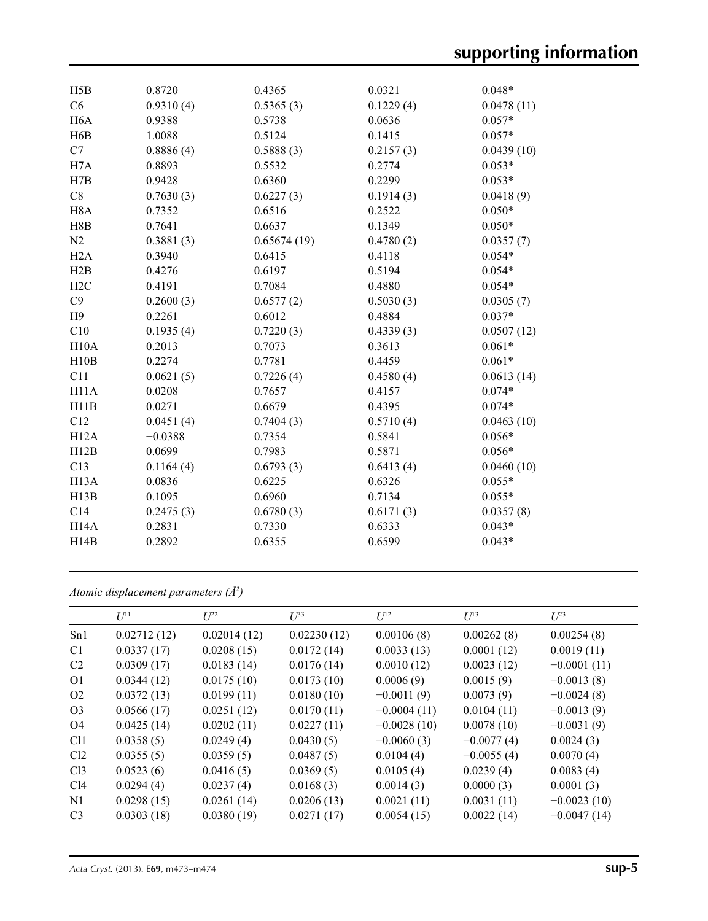| | | | | |
|---|---|---|---|---|
| H5B | 0.8720 | 0.4365 | 0.0321 | 0.048* |
| C6 | 0.9310 (4) | 0.5365 (3) | 0.1229 (4) | 0.0478 (11) |
| H6A | 0.9388 | 0.5738 | 0.0636 | 0.057* |
| H6B | 1.0088 | 0.5124 | 0.1415 | 0.057* |
| C7 | 0.8886 (4) | 0.5888 (3) | 0.2157 (3) | 0.0439 (10) |
| H7A | 0.8893 | 0.5532 | 0.2774 | 0.053* |
| H7B | 0.9428 | 0.6360 | 0.2299 | 0.053* |
| C8 | 0.7630 (3) | 0.6227 (3) | 0.1914 (3) | 0.0418 (9) |
| H8A | 0.7352 | 0.6516 | 0.2522 | 0.050* |
| H8B | 0.7641 | 0.6637 | 0.1349 | 0.050* |
| N2 | 0.3881 (3) | 0.65674 (19) | 0.4780 (2) | 0.0357 (7) |
| H2A | 0.3940 | 0.6415 | 0.4118 | 0.054* |
| H2B | 0.4276 | 0.6197 | 0.5194 | 0.054* |
| H2C | 0.4191 | 0.7084 | 0.4880 | 0.054* |
| C9 | 0.2600 (3) | 0.6577 (2) | 0.5030 (3) | 0.0305 (7) |
| H9 | 0.2261 | 0.6012 | 0.4884 | 0.037* |
| C10 | 0.1935 (4) | 0.7220 (3) | 0.4339 (3) | 0.0507 (12) |
| H10A | 0.2013 | 0.7073 | 0.3613 | 0.061* |
| H10B | 0.2274 | 0.7781 | 0.4459 | 0.061* |
| C11 | 0.0621 (5) | 0.7226 (4) | 0.4580 (4) | 0.0613 (14) |
| H11A | 0.0208 | 0.7657 | 0.4157 | 0.074* |
| H11B | 0.0271 | 0.6679 | 0.4395 | 0.074* |
| C12 | 0.0451 (4) | 0.7404 (3) | 0.5710 (4) | 0.0463 (10) |
| H12A | −0.0388 | 0.7354 | 0.5841 | 0.056* |
| H12B | 0.0699 | 0.7983 | 0.5871 | 0.056* |
| C13 | 0.1164 (4) | 0.6793 (3) | 0.6413 (4) | 0.0460 (10) |
| H13A | 0.0836 | 0.6225 | 0.6326 | 0.055* |
| H13B | 0.1095 | 0.6960 | 0.7134 | 0.055* |
| C14 | 0.2475 (3) | 0.6780 (3) | 0.6171 (3) | 0.0357 (8) |
| H14A | 0.2831 | 0.7330 | 0.6333 | 0.043* |
| H14B | 0.2892 | 0.6355 | 0.6599 | 0.043* |

*Atomic displacement parameters (Å$^2$)*

| | $U^{11}$ | $U^{22}$ | $U^{33}$ | $U^{12}$ | $U^{13}$ | $U^{23}$ |
|---|---|---|---|---|---|---|
| Sn1 | 0.02712 (12) | 0.02014 (12) | 0.02230 (12) | 0.00106 (8) | 0.00262 (8) | 0.00254 (8) |
| C1 | 0.0337 (17) | 0.0208 (15) | 0.0172 (14) | 0.0033 (13) | 0.0001 (12) | 0.0019 (11) |
| C2 | 0.0309 (17) | 0.0183 (14) | 0.0176 (14) | 0.0010 (12) | 0.0023 (12) | −0.0001 (11) |
| O1 | 0.0344 (12) | 0.0175 (10) | 0.0173 (10) | 0.0006 (9) | 0.0015 (9) | −0.0013 (8) |
| O2 | 0.0372 (13) | 0.0199 (11) | 0.0180 (10) | −0.0011 (9) | 0.0073 (9) | −0.0024 (8) |
| O3 | 0.0566 (17) | 0.0251 (12) | 0.0170 (11) | −0.0004 (11) | 0.0104 (11) | −0.0013 (9) |
| O4 | 0.0425 (14) | 0.0202 (11) | 0.0227 (11) | −0.0028 (10) | 0.0078 (10) | −0.0031 (9) |
| Cl1 | 0.0358 (5) | 0.0249 (4) | 0.0430 (5) | −0.0060 (3) | −0.0077 (4) | 0.0024 (3) |
| Cl2 | 0.0355 (5) | 0.0359 (5) | 0.0487 (5) | 0.0104 (4) | −0.0055 (4) | 0.0070 (4) |
| Cl3 | 0.0523 (6) | 0.0416 (5) | 0.0369 (5) | 0.0105 (4) | 0.0239 (4) | 0.0083 (4) |
| Cl4 | 0.0294 (4) | 0.0237 (4) | 0.0168 (3) | 0.0014 (3) | 0.0000 (3) | 0.0001 (3) |
| N1 | 0.0298 (15) | 0.0261 (14) | 0.0206 (13) | 0.0021 (11) | 0.0031 (11) | −0.0023 (10) |
| C3 | 0.0303 (18) | 0.0380 (19) | 0.0271 (17) | 0.0054 (15) | 0.0022 (14) | −0.0047 (14) |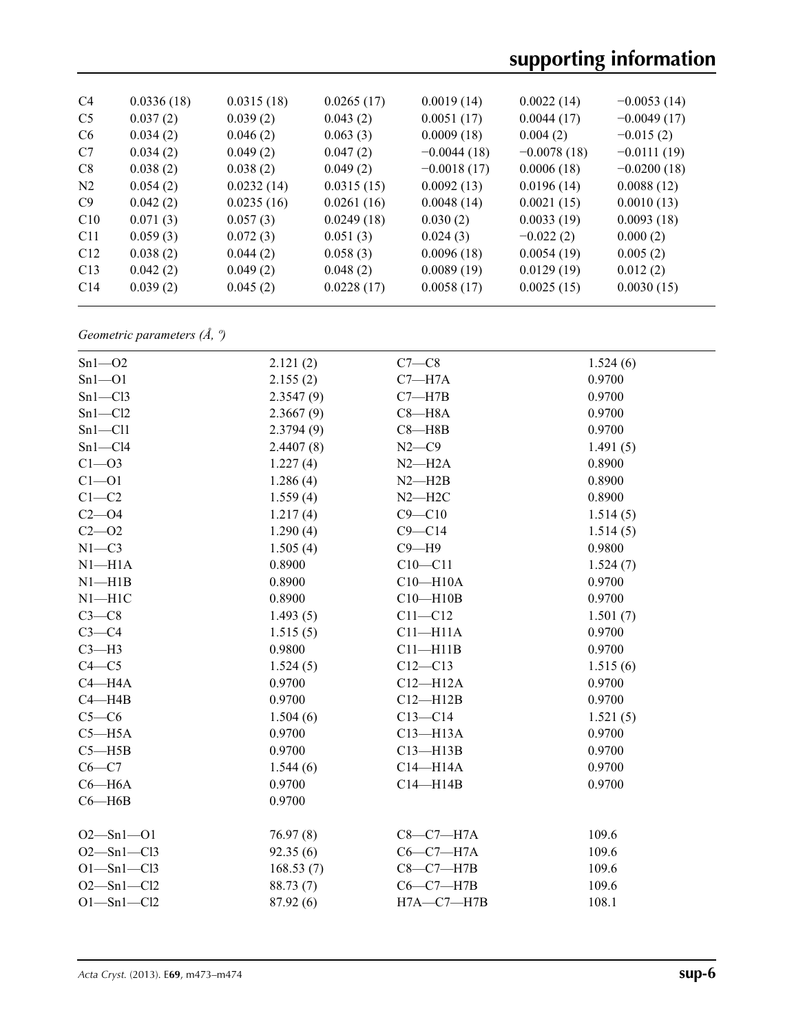| C4 | 0.0336 (18) | 0.0315 (18) | 0.0265 (17) | 0.0019 (14) | 0.0022 (14) | −0.0053 (14) |
|---|---|---|---|---|---|---|
| C5 | 0.037 (2) | 0.039 (2) | 0.043 (2) | 0.0051 (17) | 0.0044 (17) | −0.0049 (17) |
| C6 | 0.034 (2) | 0.046 (2) | 0.063 (3) | 0.0009 (18) | 0.004 (2) | −0.015 (2) |
| C7 | 0.034 (2) | 0.049 (2) | 0.047 (2) | −0.0044 (18) | −0.0078 (18) | −0.0111 (19) |
| C8 | 0.038 (2) | 0.038 (2) | 0.049 (2) | −0.0018 (17) | 0.0006 (18) | −0.0200 (18) |
| N2 | 0.054 (2) | 0.0232 (14) | 0.0315 (15) | 0.0092 (13) | 0.0196 (14) | 0.0088 (12) |
| C9 | 0.042 (2) | 0.0235 (16) | 0.0261 (16) | 0.0048 (14) | 0.0021 (15) | 0.0010 (13) |
| C10 | 0.071 (3) | 0.057 (3) | 0.0249 (18) | 0.030 (2) | 0.0033 (19) | 0.0093 (18) |
| C11 | 0.059 (3) | 0.072 (3) | 0.051 (3) | 0.024 (3) | −0.022 (2) | 0.000 (2) |
| C12 | 0.038 (2) | 0.044 (2) | 0.058 (3) | 0.0096 (18) | 0.0054 (19) | 0.005 (2) |
| C13 | 0.042 (2) | 0.049 (2) | 0.048 (2) | 0.0089 (19) | 0.0129 (19) | 0.012 (2) |
| C14 | 0.039 (2) | 0.045 (2) | 0.0228 (17) | 0.0058 (17) | 0.0025 (15) | 0.0030 (15) |

*Geometric parameters (Å, º)*

| | | | |
|---|---|---|---|
| Sn1—O2 | 2.121 (2) | C7—C8 | 1.524 (6) |
| Sn1—O1 | 2.155 (2) | C7—H7A | 0.9700 |
| Sn1—Cl3 | 2.3547 (9) | C7—H7B | 0.9700 |
| Sn1—Cl2 | 2.3667 (9) | C8—H8A | 0.9700 |
| Sn1—Cl1 | 2.3794 (9) | C8—H8B | 0.9700 |
| Sn1—Cl4 | 2.4407 (8) | N2—C9 | 1.491 (5) |
| C1—O3 | 1.227 (4) | N2—H2A | 0.8900 |
| C1—O1 | 1.286 (4) | N2—H2B | 0.8900 |
| C1—C2 | 1.559 (4) | N2—H2C | 0.8900 |
| C2—O4 | 1.217 (4) | C9—C10 | 1.514 (5) |
| C2—O2 | 1.290 (4) | C9—C14 | 1.514 (5) |
| N1—C3 | 1.505 (4) | C9—H9 | 0.9800 |
| N1—H1A | 0.8900 | C10—C11 | 1.524 (7) |
| N1—H1B | 0.8900 | C10—H10A | 0.9700 |
| N1—H1C | 0.8900 | C10—H10B | 0.9700 |
| C3—C8 | 1.493 (5) | C11—C12 | 1.501 (7) |
| C3—C4 | 1.515 (5) | C11—H11A | 0.9700 |
| C3—H3 | 0.9800 | C11—H11B | 0.9700 |
| C4—C5 | 1.524 (5) | C12—C13 | 1.515 (6) |
| C4—H4A | 0.9700 | C12—H12A | 0.9700 |
| C4—H4B | 0.9700 | C12—H12B | 0.9700 |
| C5—C6 | 1.504 (6) | C13—C14 | 1.521 (5) |
| C5—H5A | 0.9700 | C13—H13A | 0.9700 |
| C5—H5B | 0.9700 | C13—H13B | 0.9700 |
| C6—C7 | 1.544 (6) | C14—H14A | 0.9700 |
| C6—H6A | 0.9700 | C14—H14B | 0.9700 |
| C6—H6B | 0.9700 | | |
| | | | |
| O2—Sn1—O1 | 76.97 (8) | C8—C7—H7A | 109.6 |
| O2—Sn1—Cl3 | 92.35 (6) | C6—C7—H7A | 109.6 |
| O1—Sn1—Cl3 | 168.53 (7) | C8—C7—H7B | 109.6 |
| O2—Sn1—Cl2 | 88.73 (7) | C6—C7—H7B | 109.6 |
| O1—Sn1—Cl2 | 87.92 (6) | H7A—C7—H7B | 108.1 |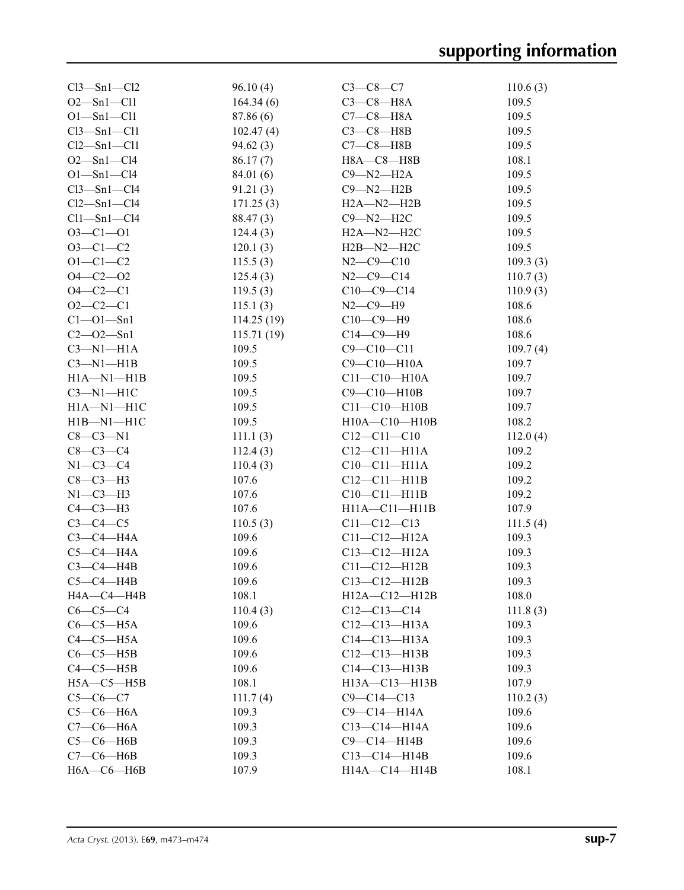| | | | |
|---|---|---|---|
| Cl3—Sn1—Cl2 | 96.10 (4) | C3—C8—C7 | 110.6 (3) |
| O2—Sn1—Cl1 | 164.34 (6) | C3—C8—H8A | 109.5 |
| O1—Sn1—Cl1 | 87.86 (6) | C7—C8—H8A | 109.5 |
| Cl3—Sn1—Cl1 | 102.47 (4) | C3—C8—H8B | 109.5 |
| Cl2—Sn1—Cl1 | 94.62 (3) | C7—C8—H8B | 109.5 |
| O2—Sn1—Cl4 | 86.17 (7) | H8A—C8—H8B | 108.1 |
| O1—Sn1—Cl4 | 84.01 (6) | C9—N2—H2A | 109.5 |
| Cl3—Sn1—Cl4 | 91.21 (3) | C9—N2—H2B | 109.5 |
| Cl2—Sn1—Cl4 | 171.25 (3) | H2A—N2—H2B | 109.5 |
| Cl1—Sn1—Cl4 | 88.47 (3) | C9—N2—H2C | 109.5 |
| O3—C1—O1 | 124.4 (3) | H2A—N2—H2C | 109.5 |
| O3—C1—C2 | 120.1 (3) | H2B—N2—H2C | 109.5 |
| O1—C1—C2 | 115.5 (3) | N2—C9—C10 | 109.3 (3) |
| O4—C2—O2 | 125.4 (3) | N2—C9—C14 | 110.7 (3) |
| O4—C2—C1 | 119.5 (3) | C10—C9—C14 | 110.9 (3) |
| O2—C2—C1 | 115.1 (3) | N2—C9—H9 | 108.6 |
| C1—O1—Sn1 | 114.25 (19) | C10—C9—H9 | 108.6 |
| C2—O2—Sn1 | 115.71 (19) | C14—C9—H9 | 108.6 |
| C3—N1—H1A | 109.5 | C9—C10—C11 | 109.7 (4) |
| C3—N1—H1B | 109.5 | C9—C10—H10A | 109.7 |
| H1A—N1—H1B | 109.5 | C11—C10—H10A | 109.7 |
| C3—N1—H1C | 109.5 | C9—C10—H10B | 109.7 |
| H1A—N1—H1C | 109.5 | C11—C10—H10B | 109.7 |
| H1B—N1—H1C | 109.5 | H10A—C10—H10B | 108.2 |
| C8—C3—N1 | 111.1 (3) | C12—C11—C10 | 112.0 (4) |
| C8—C3—C4 | 112.4 (3) | C12—C11—H11A | 109.2 |
| N1—C3—C4 | 110.4 (3) | C10—C11—H11A | 109.2 |
| C8—C3—H3 | 107.6 | C12—C11—H11B | 109.2 |
| N1—C3—H3 | 107.6 | C10—C11—H11B | 109.2 |
| C4—C3—H3 | 107.6 | H11A—C11—H11B | 107.9 |
| C3—C4—C5 | 110.5 (3) | C11—C12—C13 | 111.5 (4) |
| C3—C4—H4A | 109.6 | C11—C12—H12A | 109.3 |
| C5—C4—H4A | 109.6 | C13—C12—H12A | 109.3 |
| C3—C4—H4B | 109.6 | C11—C12—H12B | 109.3 |
| C5—C4—H4B | 109.6 | C13—C12—H12B | 109.3 |
| H4A—C4—H4B | 108.1 | H12A—C12—H12B | 108.0 |
| C6—C5—C4 | 110.4 (3) | C12—C13—C14 | 111.8 (3) |
| C6—C5—H5A | 109.6 | C12—C13—H13A | 109.3 |
| C4—C5—H5A | 109.6 | C14—C13—H13A | 109.3 |
| C6—C5—H5B | 109.6 | C12—C13—H13B | 109.3 |
| C4—C5—H5B | 109.6 | C14—C13—H13B | 109.3 |
| H5A—C5—H5B | 108.1 | H13A—C13—H13B | 107.9 |
| C5—C6—C7 | 111.7 (4) | C9—C14—C13 | 110.2 (3) |
| C5—C6—H6A | 109.3 | C9—C14—H14A | 109.6 |
| C7—C6—H6A | 109.3 | C13—C14—H14A | 109.6 |
| C5—C6—H6B | 109.3 | C9—C14—H14B | 109.6 |
| C7—C6—H6B | 109.3 | C13—C14—H14B | 109.6 |
| H6A—C6—H6B | 107.9 | H14A—C14—H14B | 108.1 |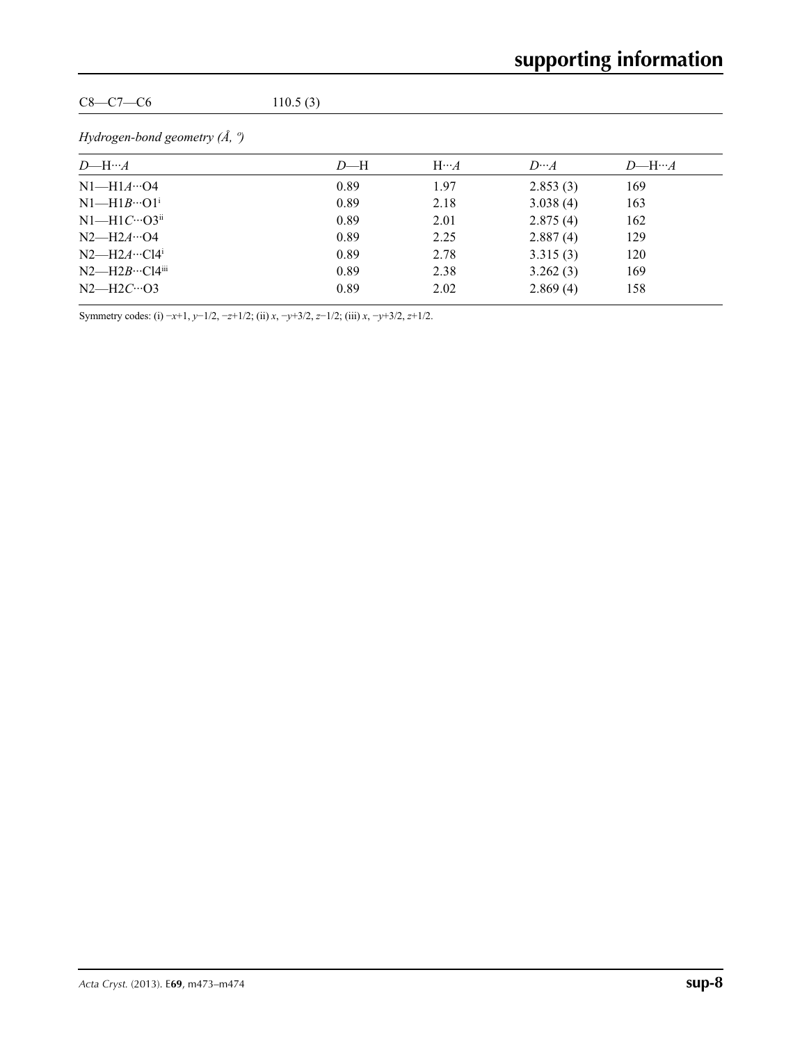| | |
|---|---|
| C8—C7—C6 | 110.5 (3) |

*Hydrogen-bond geometry (Å, º)*

| *D*—H···*A* | *D*—H | H···*A* | *D*···*A* | *D*—H···*A* |
|---|---|---|---|---|
| N1—H1*A*···O4 | 0.89 | 1.97 | 2.853 (3) | 169 |
| N1—H1*B*···O1[i] | 0.89 | 2.18 | 3.038 (4) | 163 |
| N1—H1*C*···O3[ii] | 0.89 | 2.01 | 2.875 (4) | 162 |
| N2—H2*A*···O4 | 0.89 | 2.25 | 2.887 (4) | 129 |
| N2—H2*A*···Cl4[i] | 0.89 | 2.78 | 3.315 (3) | 120 |
| N2—H2*B*···Cl4[iii] | 0.89 | 2.38 | 3.262 (3) | 169 |
| N2—H2*C*···O3 | 0.89 | 2.02 | 2.869 (4) | 158 |

Symmetry codes: (i) −*x*+1, *y*−1/2, −*z*+1/2; (ii) *x*, −*y*+3/2, *z*−1/2; (iii) *x*, −*y*+3/2, *z*+1/2.